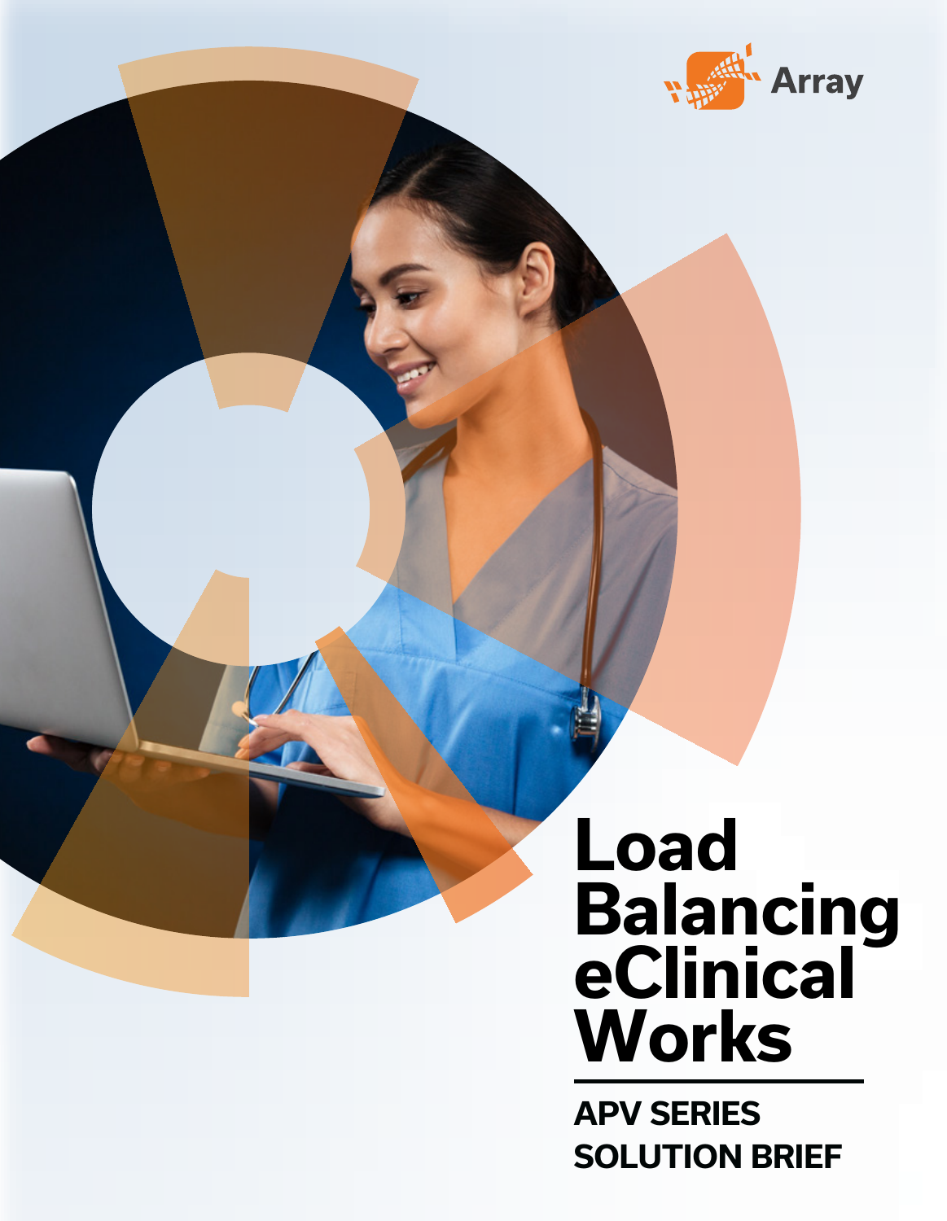Array

# Load Balancing eClinical Works

## APV SERIES SOLUTION BRIEF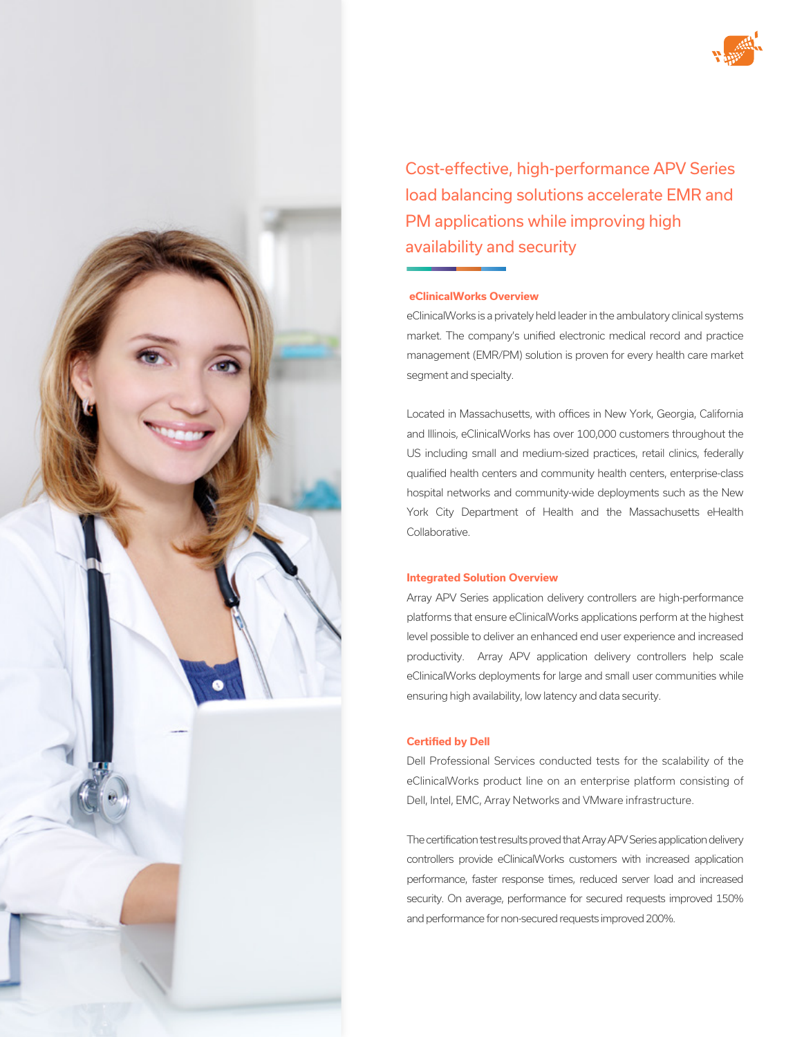## Cost-effective, high-performance APV Series load balancing solutions accelerate EMR and PM applications while improving high availability and security

### eClinicalWorks Overview

eClinicalWorks is a privately held leader in the ambulatory clinical systems market. The company's unified electronic medical record and practice management (EMR/PM) solution is proven for every health care market segment and specialty.

Located in Massachusetts, with offices in New York, Georgia, California and Illinois, eClinicalWorks has over 100,000 customers throughout the US including small and medium-sized practices, retail clinics, federally qualified health centers and community health centers, enterprise-class hospital networks and community-wide deployments such as the New York City Department of Health and the Massachusetts eHealth Collaborative.

### Integrated Solution Overview

Array APV Series application delivery controllers are high-performance platforms that ensure eClinicalWorks applications perform at the highest level possible to deliver an enhanced end user experience and increased productivity. Array APV application delivery controllers help scale eClinicalWorks deployments for large and small user communities while ensuring high availability, low latency and data security.

### Certified by Dell

Dell Professional Services conducted tests for the scalability of the eClinicalWorks product line on an enterprise platform consisting of Dell, Intel, EMC, Array Networks and VMware infrastructure.

The certification test results proved that Array APV Series application delivery controllers provide eClinicalWorks customers with increased application performance, faster response times, reduced server load and increased security. On average, performance for secured requests improved 150% and performance for non-secured requests improved 200%.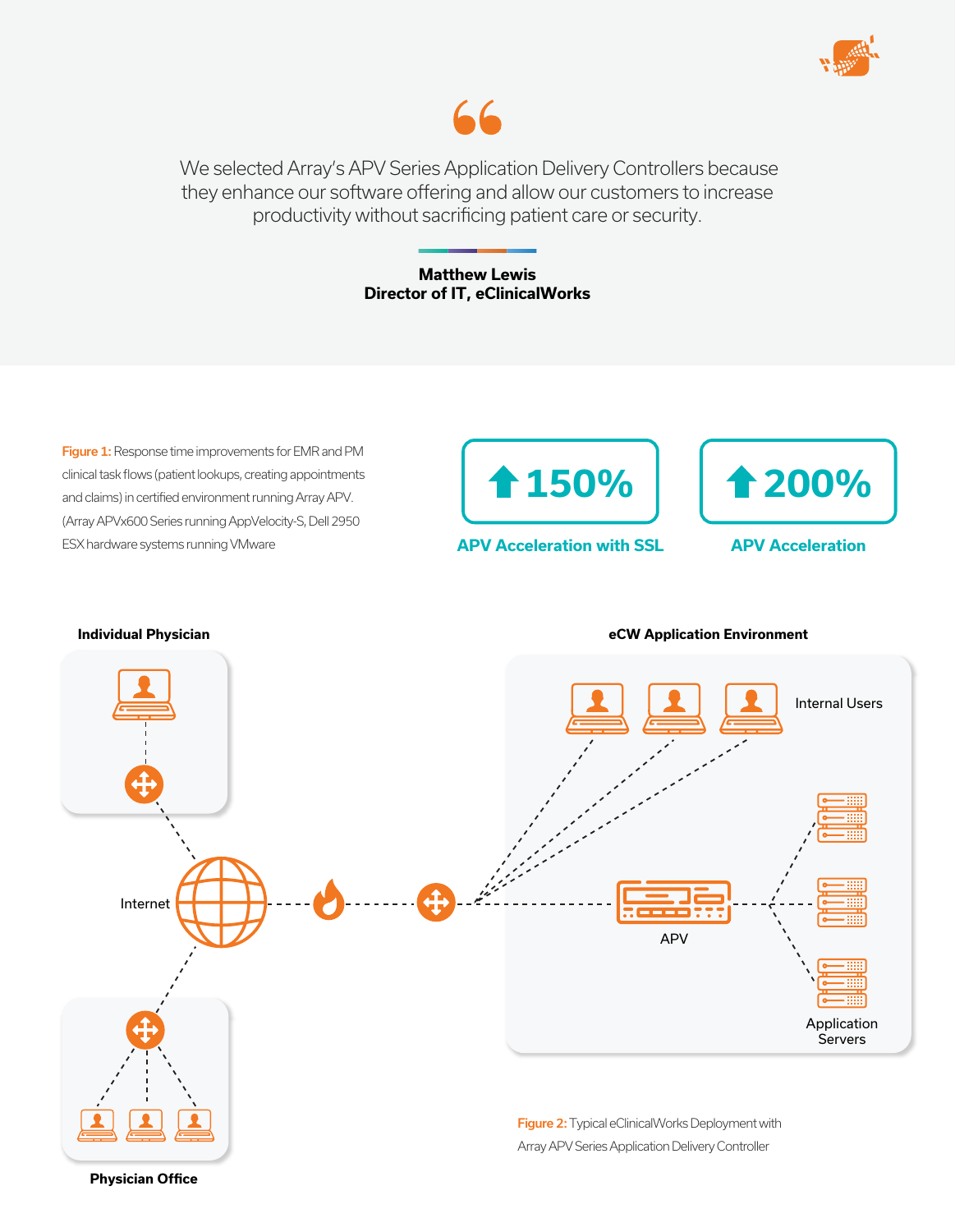> We selected Array's APV Series Application Delivery Controllers because they enhance our software offering and allow our customers to increase productivity without sacrificing patient care or security.

**Matthew Lewis**
**Director of IT, eClinicalWorks**

**Figure 1:** Response time improvements for EMR and PM clinical task flows (patient lookups, creating appointments and claims) in certified environment running Array APV. (Array APVx600 Series running AppVelocity-S, Dell 2950 ESX hardware systems running VMware

**↑150%**
**APV Acceleration with SSL**

**↑200%**
**APV Acceleration**

**Individual Physician**

**eCW Application Environment**

Internal Users

Internet

APV

Application Servers

**Physician Office**

**Figure 2:** Typical eClinicalWorks Deployment with Array APV Series Application Delivery Controller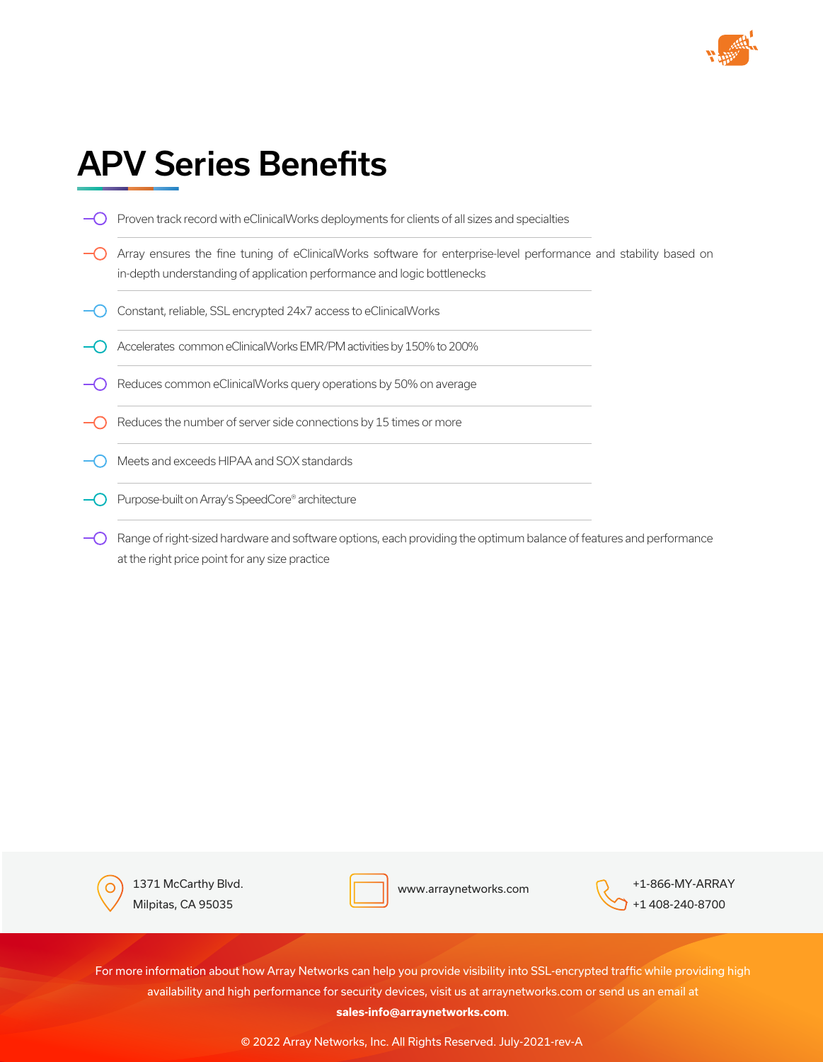# APV Series Benefits

- Proven track record with eClinicalWorks deployments for clients of all sizes and specialties
- Array ensures the fine tuning of eClinicalWorks software for enterprise-level performance and stability based on in-depth understanding of application performance and logic bottlenecks
- Constant, reliable, SSL encrypted 24x7 access to eClinicalWorks
- Accelerates common eClinicalWorks EMR/PM activities by 150% to 200%
- Reduces common eClinicalWorks query operations by 50% on average
- Reduces the number of server side connections by 15 times or more
- Meets and exceeds HIPAA and SOX standards
- Purpose-built on Array's SpeedCore® architecture
- Range of right-sized hardware and software options, each providing the optimum balance of features and performance at the right price point for any size practice

1371 McCarthy Blvd.
Milpitas, CA 95035

www.arraynetworks.com

+1-866-MY-ARRAY
+1 408-240-8700

For more information about how Array Networks can help you provide visibility into SSL-encrypted traffic while providing high availability and high performance for security devices, visit us at arraynetworks.com or send us an email at **sales-info@arraynetworks.com**.

© 2022 Array Networks, Inc. All Rights Reserved. July-2021-rev-A